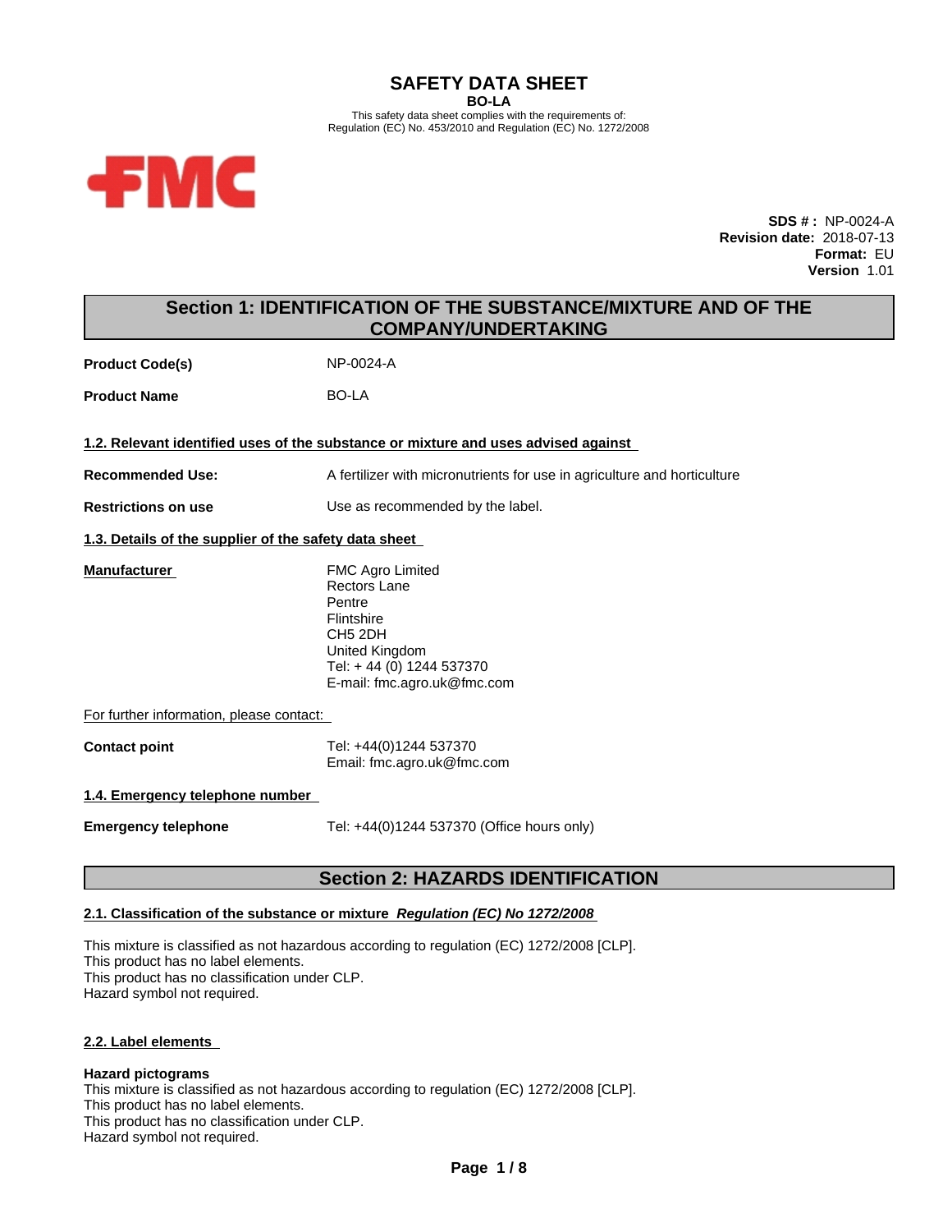# SAFETY DATA SHEET

**BO-LA**

This safety data sheet complies with the requirements of:
Regulation (EC) No. 453/2010 and Regulation (EC) No. 1272/2008

FMC

**SDS # :** NP-0024-A
**Revision date:** 2018-07-13
**Format:** EU
**Version** 1.01

## Section 1: IDENTIFICATION OF THE SUBSTANCE/MIXTURE AND OF THE COMPANY/UNDERTAKING

**Product Code(s)** NP-0024-A

**Product Name** BO-LA

### 1.2. Relevant identified uses of the substance or mixture and uses advised against

**Recommended Use:** A fertilizer with micronutrients for use in agriculture and horticulture

**Restrictions on use** Use as recommended by the label.

### 1.3. Details of the supplier of the safety data sheet

**Manufacturer**

FMC Agro Limited
Rectors Lane
Pentre
Flintshire
CH5 2DH
United Kingdom
Tel: + 44 (0) 1244 537370
E-mail: fmc.agro.uk@fmc.com

For further information, please contact:

**Contact point**

Tel: +44(0)1244 537370
Email: fmc.agro.uk@fmc.com

### 1.4. Emergency telephone number

**Emergency telephone** Tel: +44(0)1244 537370 (Office hours only)

## Section 2: HAZARDS IDENTIFICATION

### 2.1. Classification of the substance or mixture *Regulation (EC) No 1272/2008*

This mixture is classified as not hazardous according to regulation (EC) 1272/2008 [CLP].
This product has no label elements.
This product has no classification under CLP.
Hazard symbol not required.

### 2.2. Label elements

**Hazard pictograms**

This mixture is classified as not hazardous according to regulation (EC) 1272/2008 [CLP].
This product has no label elements.
This product has no classification under CLP.
Hazard symbol not required.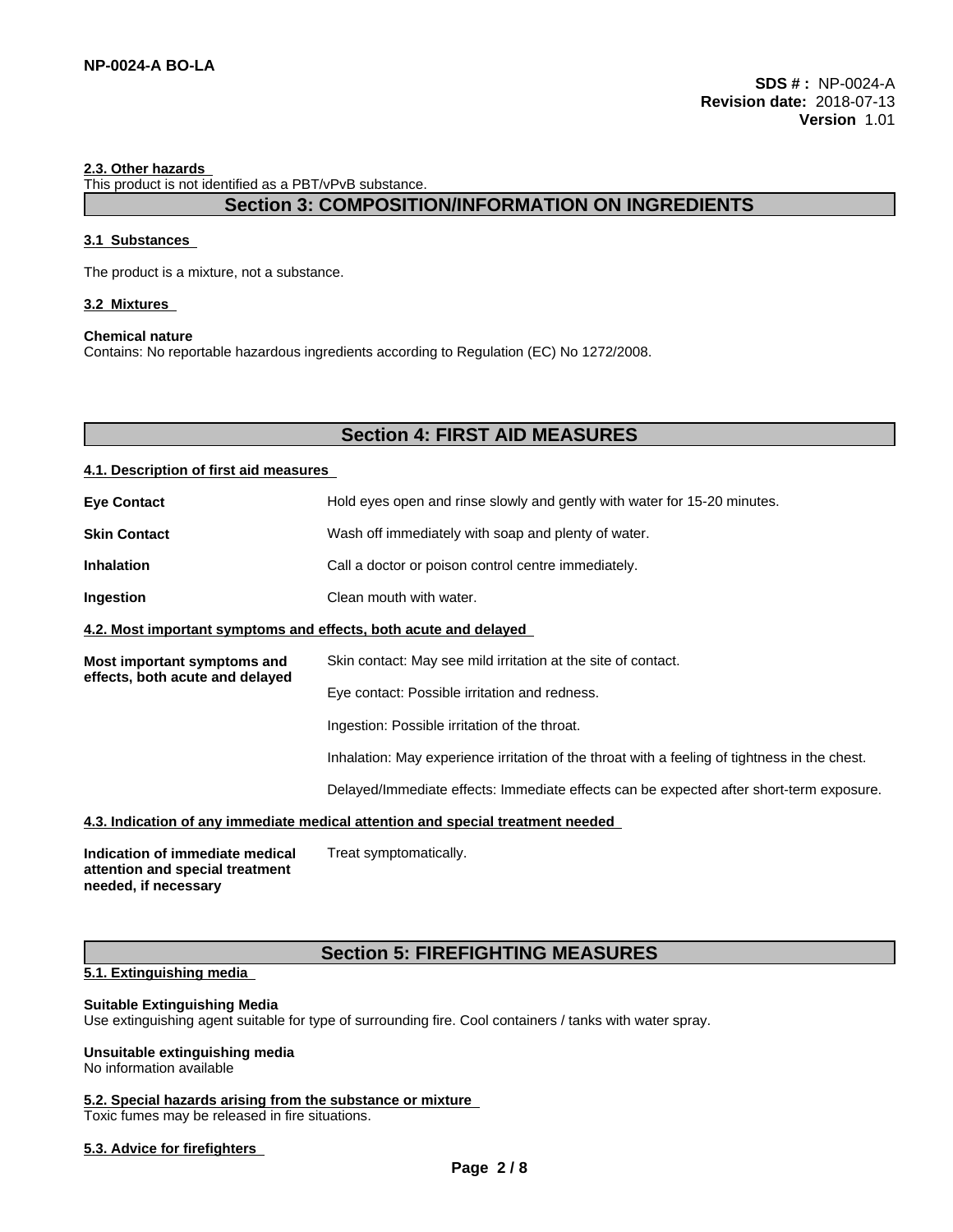**2.3. Other hazards**

This product is not identified as a PBT/vPvB substance.

## Section 3: COMPOSITION/INFORMATION ON INGREDIENTS

**3.1 Substances**

The product is a mixture, not a substance.

**3.2 Mixtures**

**Chemical nature**

Contains: No reportable hazardous ingredients according to Regulation (EC) No 1272/2008.

## Section 4: FIRST AID MEASURES

**4.1. Description of first aid measures**

| | |
|---|---|
| **Eye Contact** | Hold eyes open and rinse slowly and gently with water for 15-20 minutes. |
| **Skin Contact** | Wash off immediately with soap and plenty of water. |
| **Inhalation** | Call a doctor or poison control centre immediately. |
| **Ingestion** | Clean mouth with water. |

**4.2. Most important symptoms and effects, both acute and delayed**

| | |
|---|---|
| **Most important symptoms and effects, both acute and delayed** | Skin contact: May see mild irritation at the site of contact. |
| | Eye contact: Possible irritation and redness. |
| | Ingestion: Possible irritation of the throat. |
| | Inhalation: May experience irritation of the throat with a feeling of tightness in the chest. |
| | Delayed/Immediate effects: Immediate effects can be expected after short-term exposure. |

**4.3. Indication of any immediate medical attention and special treatment needed**

| | |
|---|---|
| **Indication of immediate medical attention and special treatment needed, if necessary** | Treat symptomatically. |

## Section 5: FIREFIGHTING MEASURES

**5.1. Extinguishing media**

**Suitable Extinguishing Media**

Use extinguishing agent suitable for type of surrounding fire. Cool containers / tanks with water spray.

**Unsuitable extinguishing media**

No information available

**5.2. Special hazards arising from the substance or mixture**

Toxic fumes may be released in fire situations.

**5.3. Advice for firefighters**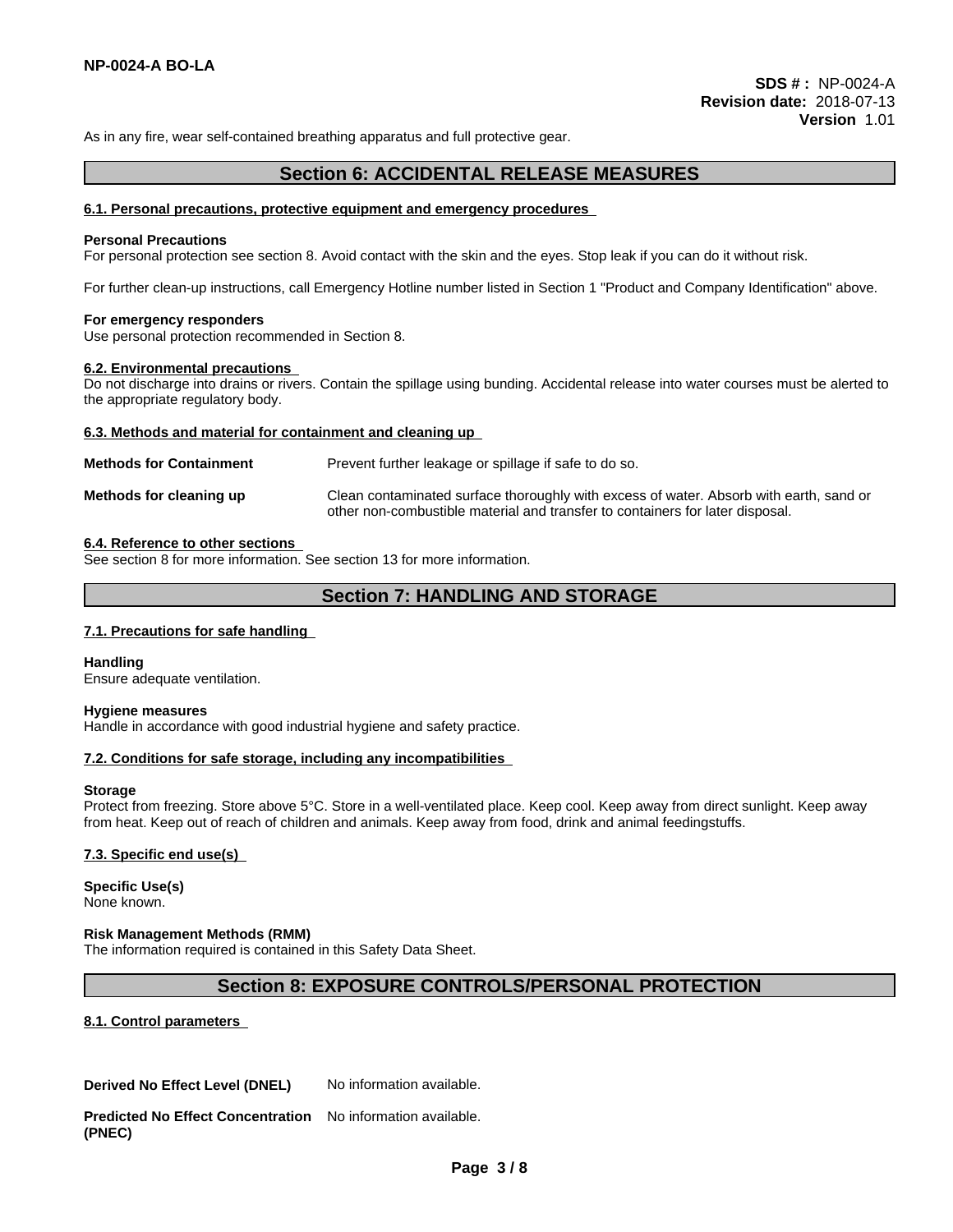As in any fire, wear self-contained breathing apparatus and full protective gear.

## Section 6: ACCIDENTAL RELEASE MEASURES

### 6.1. Personal precautions, protective equipment and emergency procedures

**Personal Precautions**
For personal protection see section 8. Avoid contact with the skin and the eyes. Stop leak if you can do it without risk.

For further clean-up instructions, call Emergency Hotline number listed in Section 1 "Product and Company Identification" above.

**For emergency responders**
Use personal protection recommended in Section 8.

### 6.2. Environmental precautions

Do not discharge into drains or rivers. Contain the spillage using bunding. Accidental release into water courses must be alerted to the appropriate regulatory body.

### 6.3. Methods and material for containment and cleaning up

| | |
|---|---|
| **Methods for Containment** | Prevent further leakage or spillage if safe to do so. |
| **Methods for cleaning up** | Clean contaminated surface thoroughly with excess of water. Absorb with earth, sand or other non-combustible material and transfer to containers for later disposal. |

### 6.4. Reference to other sections

See section 8 for more information. See section 13 for more information.

## Section 7: HANDLING AND STORAGE

### 7.1. Precautions for safe handling

**Handling**
Ensure adequate ventilation.

**Hygiene measures**
Handle in accordance with good industrial hygiene and safety practice.

### 7.2. Conditions for safe storage, including any incompatibilities

**Storage**
Protect from freezing. Store above 5°C. Store in a well-ventilated place. Keep cool. Keep away from direct sunlight. Keep away from heat. Keep out of reach of children and animals. Keep away from food, drink and animal feedingstuffs.

### 7.3. Specific end use(s)

**Specific Use(s)**
None known.

**Risk Management Methods (RMM)**
The information required is contained in this Safety Data Sheet.

## Section 8: EXPOSURE CONTROLS/PERSONAL PROTECTION

### 8.1. Control parameters

| | |
|---|---|
| **Derived No Effect Level (DNEL)** | No information available. |
| **Predicted No Effect Concentration (PNEC)** | No information available. |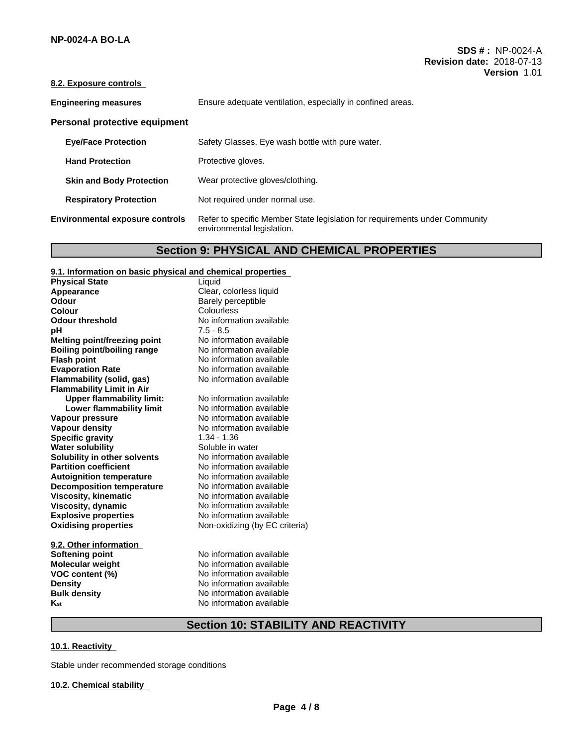#### 8.2. Exposure controls

| | |
|---|---|
| **Engineering measures** | Ensure adequate ventilation, especially in confined areas. |

**Personal protective equipment**

| | |
|---|---|
| **Eye/Face Protection** | Safety Glasses. Eye wash bottle with pure water. |
| **Hand Protection** | Protective gloves. |
| **Skin and Body Protection** | Wear protective gloves/clothing. |
| **Respiratory Protection** | Not required under normal use. |
| **Environmental exposure controls** | Refer to specific Member State legislation for requirements under Community environmental legislation. |

## Section 9: PHYSICAL AND CHEMICAL PROPERTIES

#### 9.1. Information on basic physical and chemical properties

| | |
|---|---|
| **Physical State** | Liquid |
| **Appearance** | Clear, colorless liquid |
| **Odour** | Barely perceptible |
| **Colour** | Colourless |
| **Odour threshold** | No information available |
| **pH** | 7.5 - 8.5 |
| **Melting point/freezing point** | No information available |
| **Boiling point/boiling range** | No information available |
| **Flash point** | No information available |
| **Evaporation Rate** | No information available |
| **Flammability (solid, gas)** | No information available |
| **Flammability Limit in Air** | |
| **Upper flammability limit:** | No information available |
| **Lower flammability limit** | No information available |
| **Vapour pressure** | No information available |
| **Vapour density** | No information available |
| **Specific gravity** | 1.34 - 1.36 |
| **Water solubility** | Soluble in water |
| **Solubility in other solvents** | No information available |
| **Partition coefficient** | No information available |
| **Autoignition temperature** | No information available |
| **Decomposition temperature** | No information available |
| **Viscosity, kinematic** | No information available |
| **Viscosity, dynamic** | No information available |
| **Explosive properties** | No information available |
| **Oxidising properties** | Non-oxidizing (by EC criteria) |

#### 9.2. Other information

| | |
|---|---|
| **Softening point** | No information available |
| **Molecular weight** | No information available |
| **VOC content (%)** | No information available |
| **Density** | No information available |
| **Bulk density** | No information available |
| **$K_{st}$** | No information available |

## Section 10: STABILITY AND REACTIVITY

#### 10.1. Reactivity

Stable under recommended storage conditions

#### 10.2. Chemical stability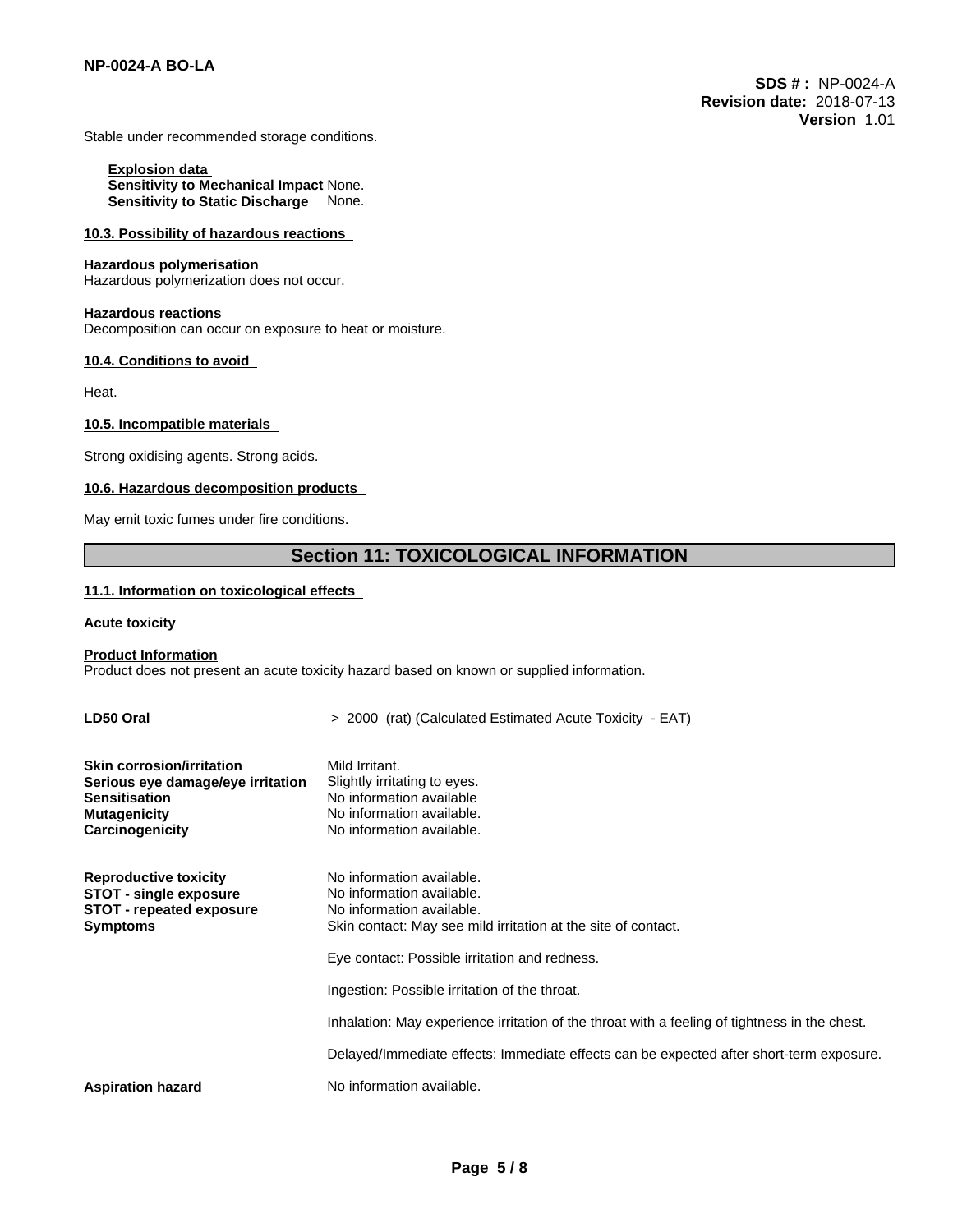Stable under recommended storage conditions.

**Explosion data**
**Sensitivity to Mechanical Impact** None.
**Sensitivity to Static Discharge** None.

### 10.3. Possibility of hazardous reactions

**Hazardous polymerisation**
Hazardous polymerization does not occur.

**Hazardous reactions**
Decomposition can occur on exposure to heat or moisture.

### 10.4. Conditions to avoid

Heat.

### 10.5. Incompatible materials

Strong oxidising agents. Strong acids.

### 10.6. Hazardous decomposition products

May emit toxic fumes under fire conditions.

## Section 11: TOXICOLOGICAL INFORMATION

### 11.1. Information on toxicological effects

**Acute toxicity**

**Product Information**
Product does not present an acute toxicity hazard based on known or supplied information.

**LD50 Oral** > 2000 (rat) (Calculated Estimated Acute Toxicity - EAT)

**Skin corrosion/irritation** Mild Irritant.
**Serious eye damage/eye irritation** Slightly irritating to eyes.
**Sensitisation** No information available
**Mutagenicity** No information available.
**Carcinogenicity** No information available.

**Reproductive toxicity** No information available.
**STOT - single exposure** No information available.
**STOT - repeated exposure** No information available.
**Symptoms** Skin contact: May see mild irritation at the site of contact.

Eye contact: Possible irritation and redness.

Ingestion: Possible irritation of the throat.

Inhalation: May experience irritation of the throat with a feeling of tightness in the chest.

Delayed/Immediate effects: Immediate effects can be expected after short-term exposure.

**Aspiration hazard** No information available.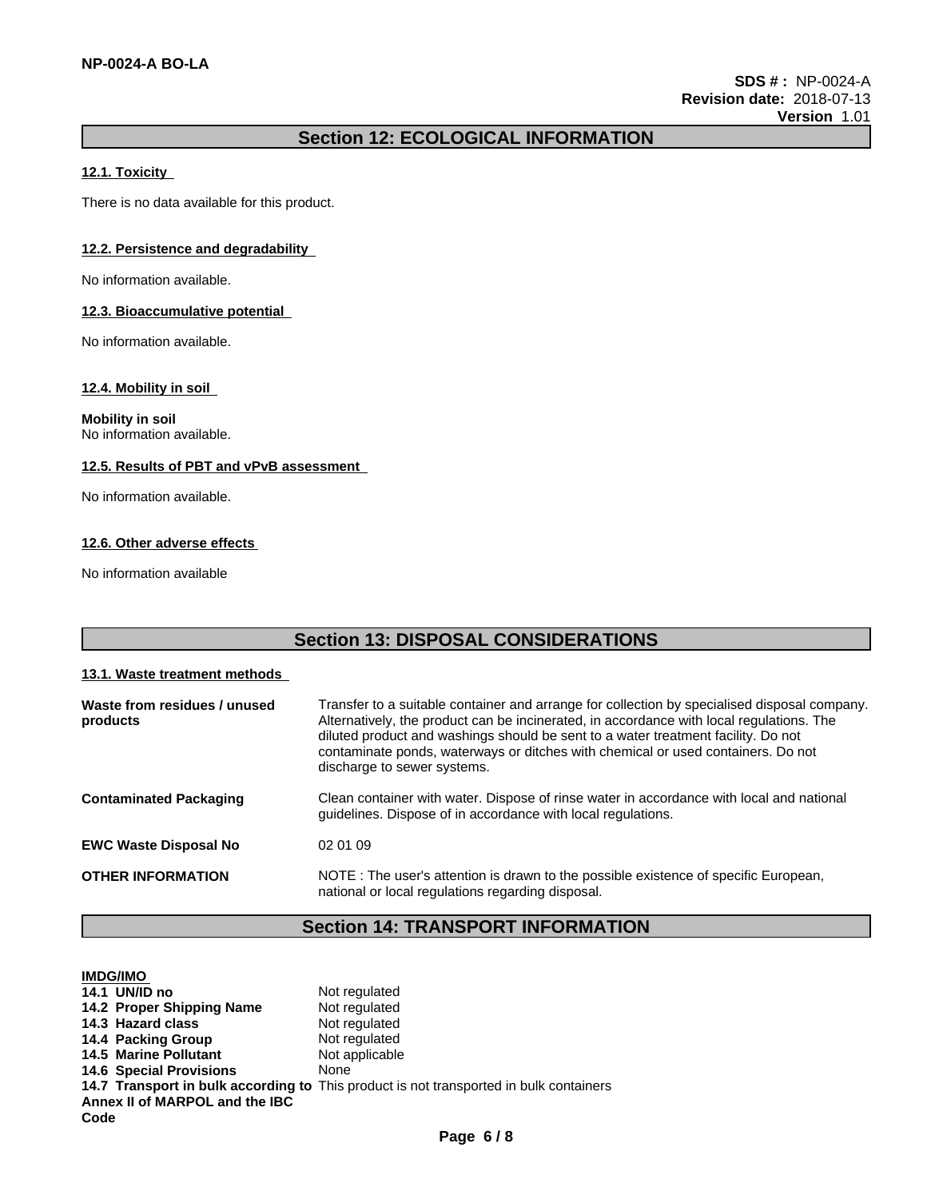## Section 12: ECOLOGICAL INFORMATION

### 12.1. Toxicity

There is no data available for this product.

### 12.2. Persistence and degradability

No information available.

### 12.3. Bioaccumulative potential

No information available.

### 12.4. Mobility in soil

**Mobility in soil**
No information available.

### 12.5. Results of PBT and vPvB assessment

No information available.

### 12.6. Other adverse effects

No information available

## Section 13: DISPOSAL CONSIDERATIONS

### 13.1. Waste treatment methods

| | |
|---|---|
| **Waste from residues / unused products** | Transfer to a suitable container and arrange for collection by specialised disposal company. Alternatively, the product can be incinerated, in accordance with local regulations. The diluted product and washings should be sent to a water treatment facility. Do not contaminate ponds, waterways or ditches with chemical or used containers. Do not discharge to sewer systems. |
| **Contaminated Packaging** | Clean container with water. Dispose of rinse water in accordance with local and national guidelines. Dispose of in accordance with local regulations. |
| **EWC Waste Disposal No** | 02 01 09 |
| **OTHER INFORMATION** | NOTE : The user's attention is drawn to the possible existence of specific European, national or local regulations regarding disposal. |

## Section 14: TRANSPORT INFORMATION

**IMDG/IMO**

| | |
|---|---|
| **14.1 UN/ID no** | Not regulated |
| **14.2 Proper Shipping Name** | Not regulated |
| **14.3 Hazard class** | Not regulated |
| **14.4 Packing Group** | Not regulated |
| **14.5 Marine Pollutant** | Not applicable |
| **14.6 Special Provisions** | None |
| **14.7 Transport in bulk according to Annex II of MARPOL and the IBC Code** | This product is not transported in bulk containers |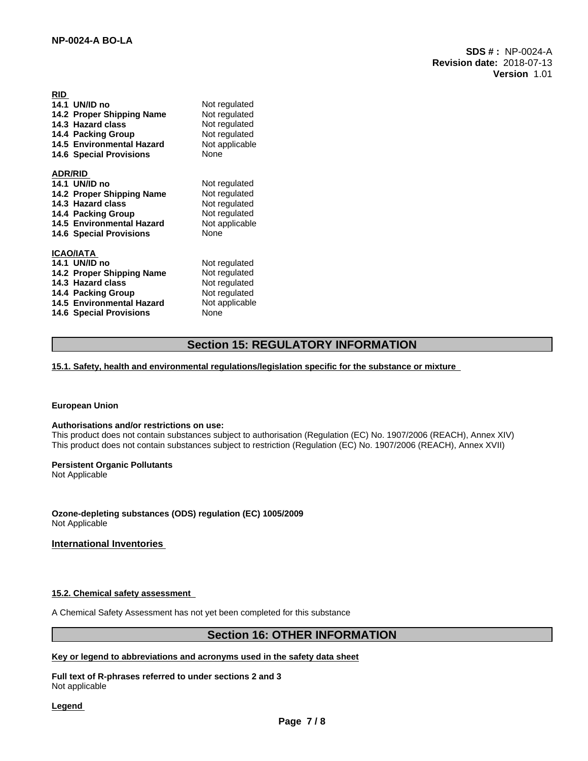**RID**

| | |
|---|---|
| **14.1 UN/ID no** | Not regulated |
| **14.2 Proper Shipping Name** | Not regulated |
| **14.3 Hazard class** | Not regulated |
| **14.4 Packing Group** | Not regulated |
| **14.5 Environmental Hazard** | Not applicable |
| **14.6 Special Provisions** | None |

**ADR/RID**

| | |
|---|---|
| **14.1 UN/ID no** | Not regulated |
| **14.2 Proper Shipping Name** | Not regulated |
| **14.3 Hazard class** | Not regulated |
| **14.4 Packing Group** | Not regulated |
| **14.5 Environmental Hazard** | Not applicable |
| **14.6 Special Provisions** | None |

**ICAO/IATA**

| | |
|---|---|
| **14.1 UN/ID no** | Not regulated |
| **14.2 Proper Shipping Name** | Not regulated |
| **14.3 Hazard class** | Not regulated |
| **14.4 Packing Group** | Not regulated |
| **14.5 Environmental Hazard** | Not applicable |
| **14.6 Special Provisions** | None |

## Section 15: REGULATORY INFORMATION

### 15.1. Safety, health and environmental regulations/legislation specific for the substance or mixture

**European Union**

**Authorisations and/or restrictions on use:**
This product does not contain substances subject to authorisation (Regulation (EC) No. 1907/2006 (REACH), Annex XIV)
This product does not contain substances subject to restriction (Regulation (EC) No. 1907/2006 (REACH), Annex XVII)

**Persistent Organic Pollutants**
Not Applicable

**Ozone-depleting substances (ODS) regulation (EC) 1005/2009**
Not Applicable

### International Inventories

### 15.2. Chemical safety assessment

A Chemical Safety Assessment has not yet been completed for this substance

## Section 16: OTHER INFORMATION

### Key or legend to abbreviations and acronyms used in the safety data sheet

**Full text of R-phrases referred to under sections 2 and 3**
Not applicable

### Legend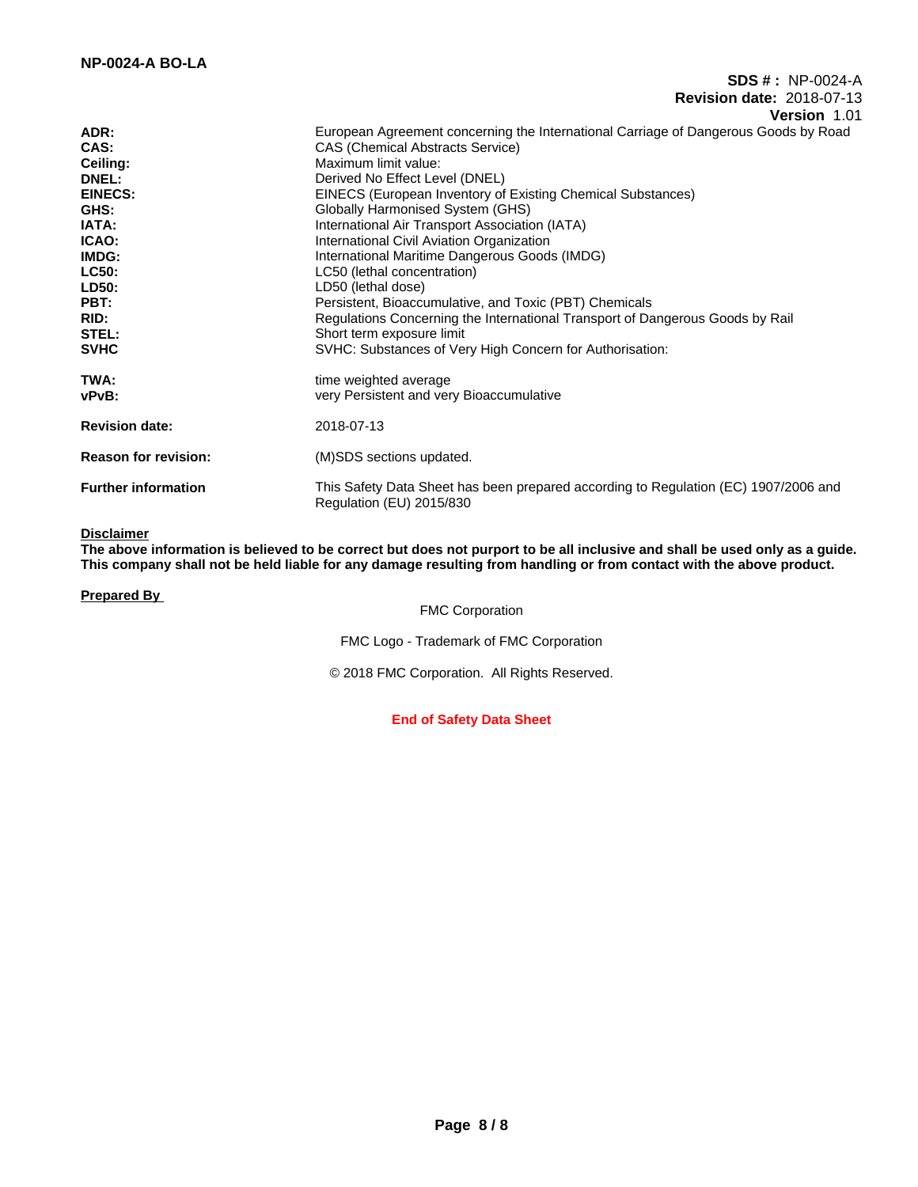| | |
|---|---|
| **ADR:** | European Agreement concerning the International Carriage of Dangerous Goods by Road |
| **CAS:** | CAS (Chemical Abstracts Service) |
| **Ceiling:** | Maximum limit value: |
| **DNEL:** | Derived No Effect Level (DNEL) |
| **EINECS:** | EINECS (European Inventory of Existing Chemical Substances) |
| **GHS:** | Globally Harmonised System (GHS) |
| **IATA:** | International Air Transport Association (IATA) |
| **ICAO:** | International Civil Aviation Organization |
| **IMDG:** | International Maritime Dangerous Goods (IMDG) |
| **LC50:** | LC50 (lethal concentration) |
| **LD50:** | LD50 (lethal dose) |
| **PBT:** | Persistent, Bioaccumulative, and Toxic (PBT) Chemicals |
| **RID:** | Regulations Concerning the International Transport of Dangerous Goods by Rail |
| **STEL:** | Short term exposure limit |
| **SVHC** | SVHC: Substances of Very High Concern for Authorisation: |
| **TWA:** | time weighted average |
| **vPvB:** | very Persistent and very Bioaccumulative |

| | |
|---|---|
| **Revision date:** | 2018-07-13 |
| **Reason for revision:** | (M)SDS sections updated. |
| **Further information** | This Safety Data Sheet has been prepared according to Regulation (EC) 1907/2006 and Regulation (EU) 2015/830 |

**Disclaimer**

**The above information is believed to be correct but does not purport to be all inclusive and shall be used only as a guide. This company shall not be held liable for any damage resulting from handling or from contact with the above product.**

**Prepared By**

FMC Corporation

FMC Logo - Trademark of FMC Corporation

© 2018 FMC Corporation. All Rights Reserved.

**End of Safety Data Sheet**